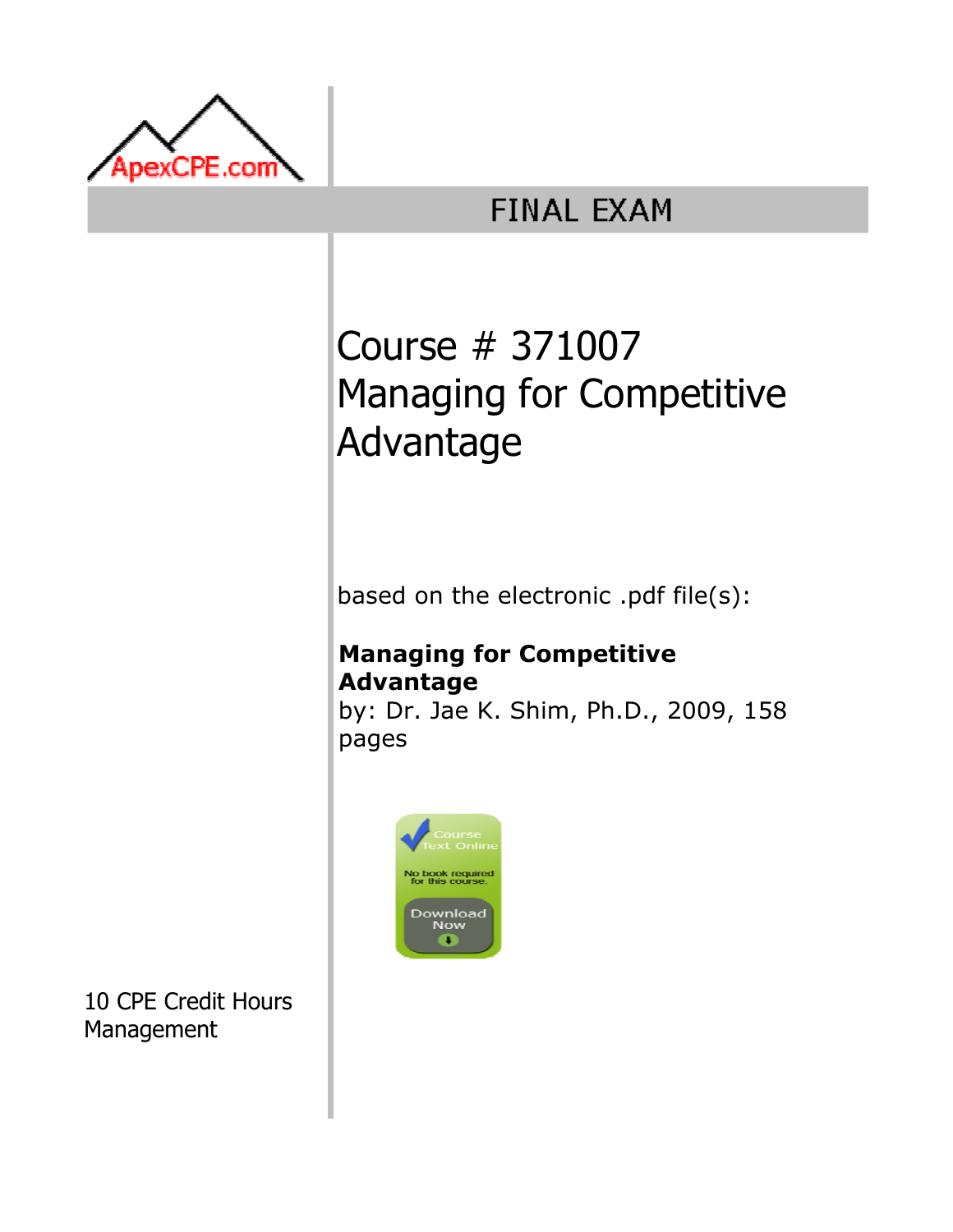ApexCPE.com

# FINAL EXAM

## Course # 371007
## Managing for Competitive Advantage

based on the electronic .pdf file(s):

**Managing for Competitive Advantage**
by: Dr. Jae K. Shim, Ph.D., 2009, 158 pages

Course Text Online

No book required for this course.

Download Now

10 CPE Credit Hours
Management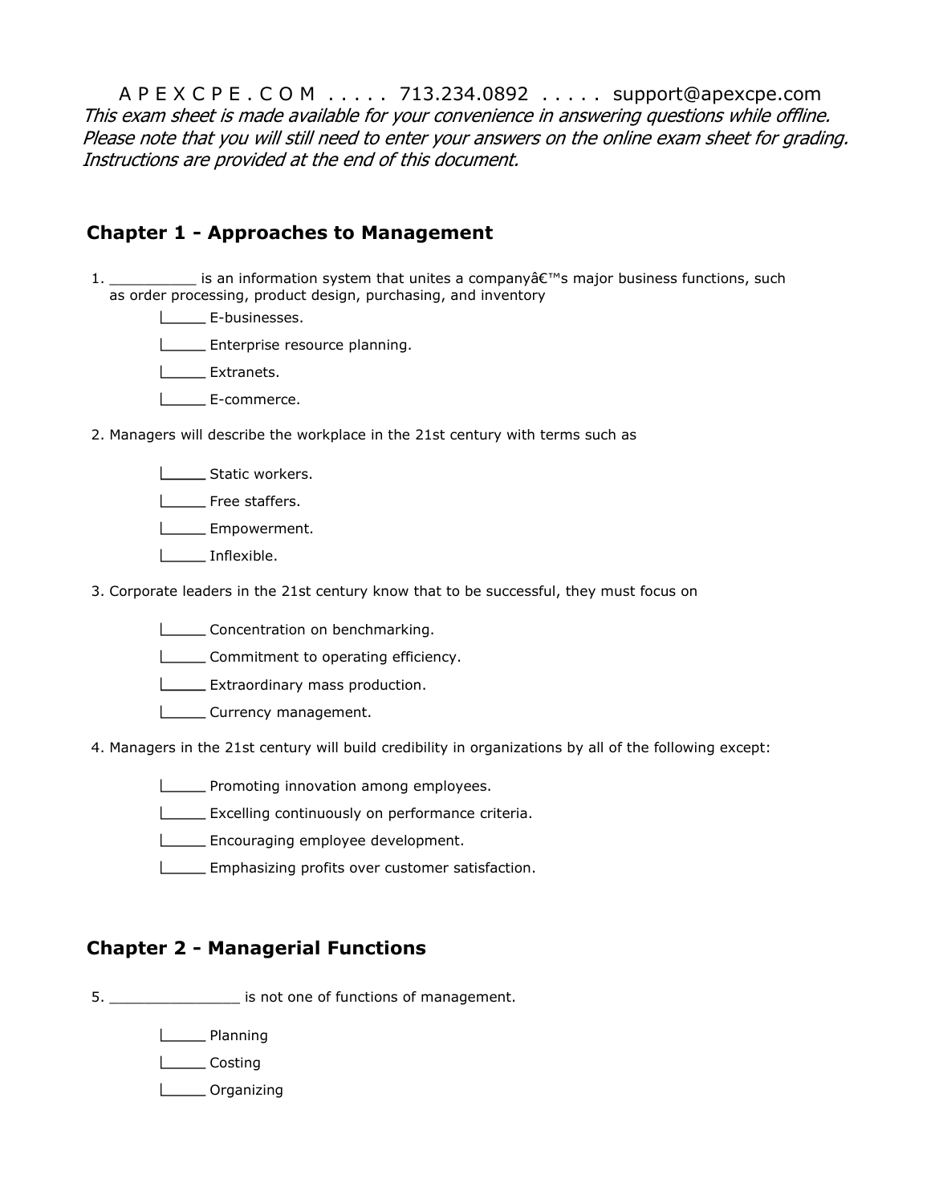A P E X C P E . C O M . . . . . 713.234.0892 . . . . . support@apexcpe.com

*This exam sheet is made available for your convenience in answering questions while offline. Please note that you will still need to enter your answers on the online exam sheet for grading. Instructions are provided at the end of this document.*

## Chapter 1 - Approaches to Management

1. __________ is an information system that unites a companyâ€™s major business functions, such as order processing, product design, purchasing, and inventory

   - _____ E-businesses.
   - _____ Enterprise resource planning.
   - _____ Extranets.
   - _____ E-commerce.

2. Managers will describe the workplace in the 21st century with terms such as

   - _____ Static workers.
   - _____ Free staffers.
   - _____ Empowerment.
   - _____ Inflexible.

3. Corporate leaders in the 21st century know that to be successful, they must focus on

   - _____ Concentration on benchmarking.
   - _____ Commitment to operating efficiency.
   - _____ Extraordinary mass production.
   - _____ Currency management.

4. Managers in the 21st century will build credibility in organizations by all of the following except:

   - _____ Promoting innovation among employees.
   - _____ Excelling continuously on performance criteria.
   - _____ Encouraging employee development.
   - _____ Emphasizing profits over customer satisfaction.

## Chapter 2 - Managerial Functions

5. _______________ is not one of functions of management.

   - _____ Planning
   - _____ Costing
   - _____ Organizing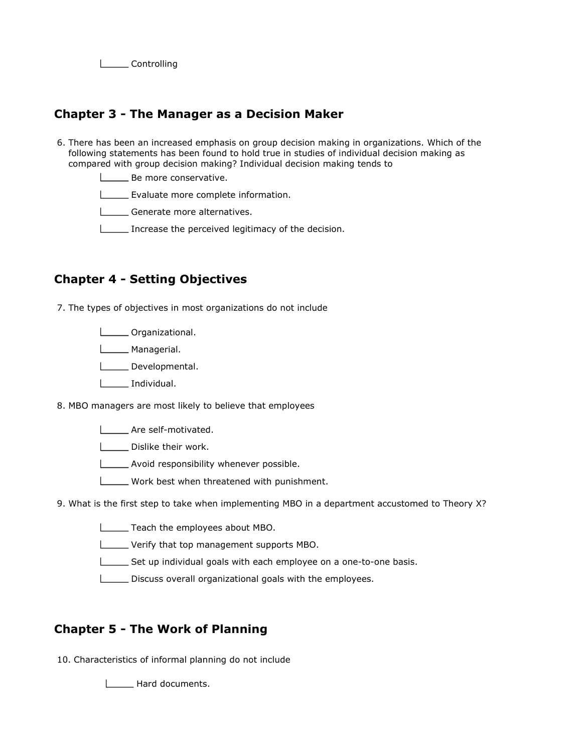\_\_\_\_\_ Controlling

## Chapter 3 - The Manager as a Decision Maker

6. There has been an increased emphasis on group decision making in organizations. Which of the following statements has been found to hold true in studies of individual decision making as compared with group decision making? Individual decision making tends to

   \_\_\_\_\_ Be more conservative.

   \_\_\_\_\_ Evaluate more complete information.

   \_\_\_\_\_ Generate more alternatives.

   \_\_\_\_\_ Increase the perceived legitimacy of the decision.

## Chapter 4 - Setting Objectives

7. The types of objectives in most organizations do not include

   \_\_\_\_\_ Organizational.

   \_\_\_\_\_ Managerial.

   \_\_\_\_\_ Developmental.

   \_\_\_\_\_ Individual.

8. MBO managers are most likely to believe that employees

   \_\_\_\_\_ Are self-motivated.

   \_\_\_\_\_ Dislike their work.

   \_\_\_\_\_ Avoid responsibility whenever possible.

   \_\_\_\_\_ Work best when threatened with punishment.

9. What is the first step to take when implementing MBO in a department accustomed to Theory X?

   \_\_\_\_\_ Teach the employees about MBO.

   \_\_\_\_\_ Verify that top management supports MBO.

   \_\_\_\_\_ Set up individual goals with each employee on a one-to-one basis.

   \_\_\_\_\_ Discuss overall organizational goals with the employees.

## Chapter 5 - The Work of Planning

10. Characteristics of informal planning do not include

    \_\_\_\_\_ Hard documents.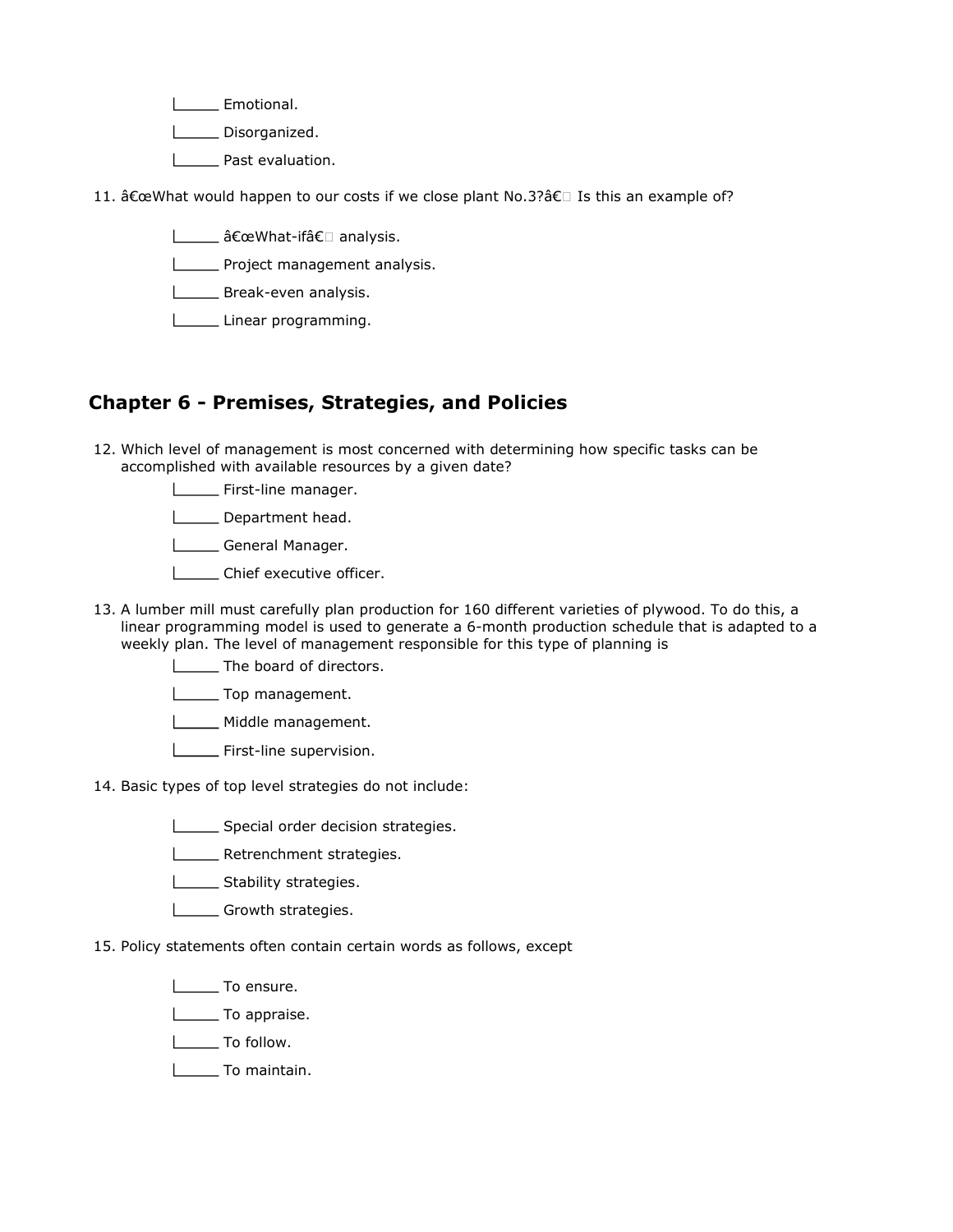|_____ Emotional.

|_____ Disorganized.

|_____ Past evaluation.

11. â€œWhat would happen to our costs if we close plant No.3?â€ Is this an example of?

|_____ â€œWhat-ifâ€ analysis.

|_____ Project management analysis.

|_____ Break-even analysis.

|_____ Linear programming.

## Chapter 6 - Premises, Strategies, and Policies

12. Which level of management is most concerned with determining how specific tasks can be accomplished with available resources by a given date?

|_____ First-line manager.

|_____ Department head.

|_____ General Manager.

|_____ Chief executive officer.

13. A lumber mill must carefully plan production for 160 different varieties of plywood. To do this, a linear programming model is used to generate a 6-month production schedule that is adapted to a weekly plan. The level of management responsible for this type of planning is

|_____ The board of directors.

|_____ Top management.

|_____ Middle management.

|_____ First-line supervision.

14. Basic types of top level strategies do not include:

|_____ Special order decision strategies.

|_____ Retrenchment strategies.

|_____ Stability strategies.

|_____ Growth strategies.

15. Policy statements often contain certain words as follows, except

|_____ To ensure.

|_____ To appraise.

|_____ To follow.

|_____ To maintain.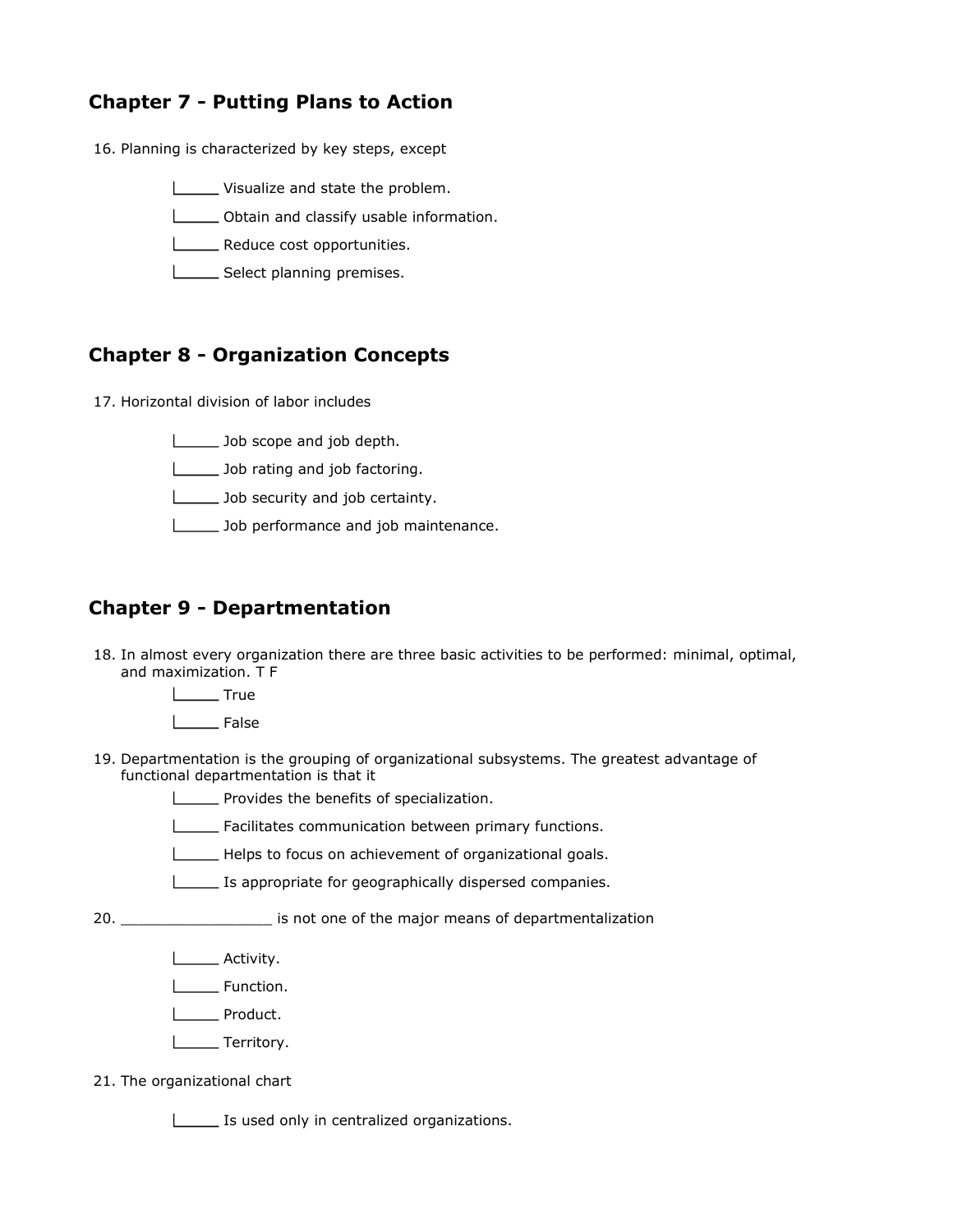## Chapter 7 - Putting Plans to Action

16. Planning is characterized by key steps, except

    - ____ Visualize and state the problem.
    - ____ Obtain and classify usable information.
    - ____ Reduce cost opportunities.
    - ____ Select planning premises.

## Chapter 8 - Organization Concepts

17. Horizontal division of labor includes

    - ____ Job scope and job depth.
    - ____ Job rating and job factoring.
    - ____ Job security and job certainty.
    - ____ Job performance and job maintenance.

## Chapter 9 - Departmentation

18. In almost every organization there are three basic activities to be performed: minimal, optimal, and maximization. T F

    - ____ True
    - ____ False

19. Departmentation is the grouping of organizational subsystems. The greatest advantage of functional departmentation is that it

    - ____ Provides the benefits of specialization.
    - ____ Facilitates communication between primary functions.
    - ____ Helps to focus on achievement of organizational goals.
    - ____ Is appropriate for geographically dispersed companies.

20. _________________ is not one of the major means of departmentalization

    - ____ Activity.
    - ____ Function.
    - ____ Product.
    - ____ Territory.

21. The organizational chart

    - ____ Is used only in centralized organizations.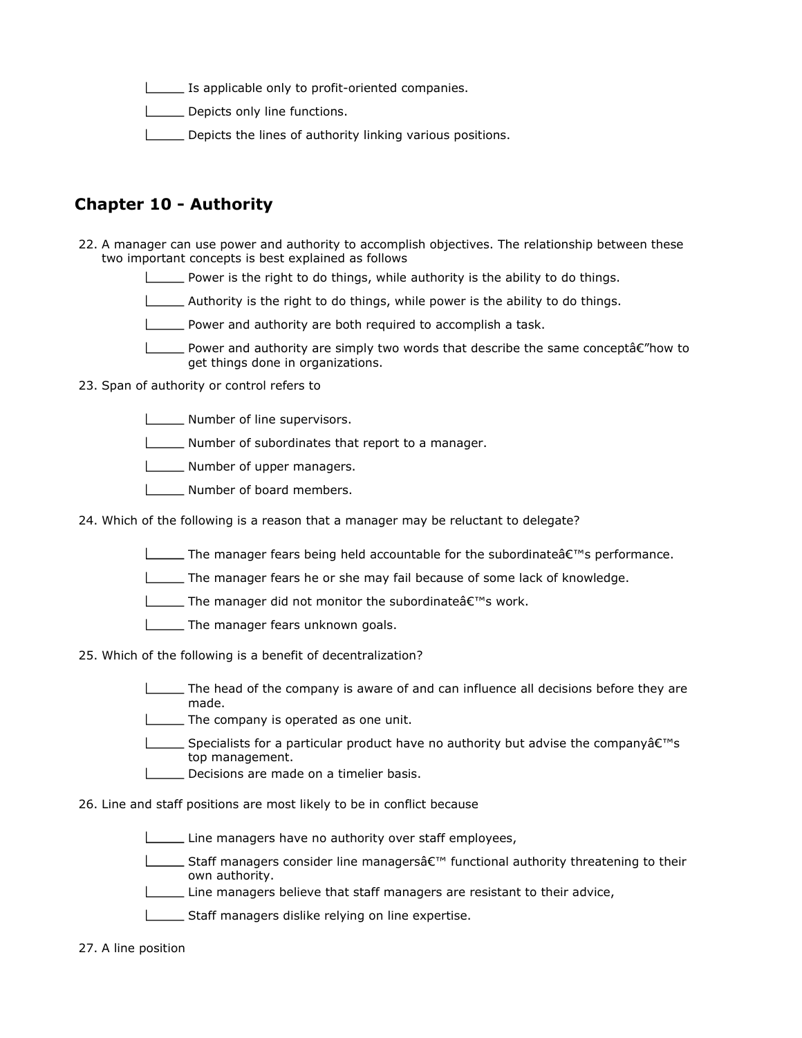- _____ Is applicable only to profit-oriented companies.
- _____ Depicts only line functions.
- _____ Depicts the lines of authority linking various positions.

## Chapter 10 - Authority

22. A manager can use power and authority to accomplish objectives. The relationship between these two important concepts is best explained as follows
    - _____ Power is the right to do things, while authority is the ability to do things.
    - _____ Authority is the right to do things, while power is the ability to do things.
    - _____ Power and authority are both required to accomplish a task.
    - _____ Power and authority are simply two words that describe the same conceptâ€"how to get things done in organizations.

23. Span of authority or control refers to
    - _____ Number of line supervisors.
    - _____ Number of subordinates that report to a manager.
    - _____ Number of upper managers.
    - _____ Number of board members.

24. Which of the following is a reason that a manager may be reluctant to delegate?
    - _____ The manager fears being held accountable for the subordinateâ€™s performance.
    - _____ The manager fears he or she may fail because of some lack of knowledge.
    - _____ The manager did not monitor the subordinateâ€™s work.
    - _____ The manager fears unknown goals.

25. Which of the following is a benefit of decentralization?
    - _____ The head of the company is aware of and can influence all decisions before they are made.
    - _____ The company is operated as one unit.
    - _____ Specialists for a particular product have no authority but advise the companyâ€™s top management.
    - _____ Decisions are made on a timelier basis.

26. Line and staff positions are most likely to be in conflict because
    - _____ Line managers have no authority over staff employees,
    - _____ Staff managers consider line managersâ€™ functional authority threatening to their own authority.
    - _____ Line managers believe that staff managers are resistant to their advice,
    - _____ Staff managers dislike relying on line expertise.

27. A line position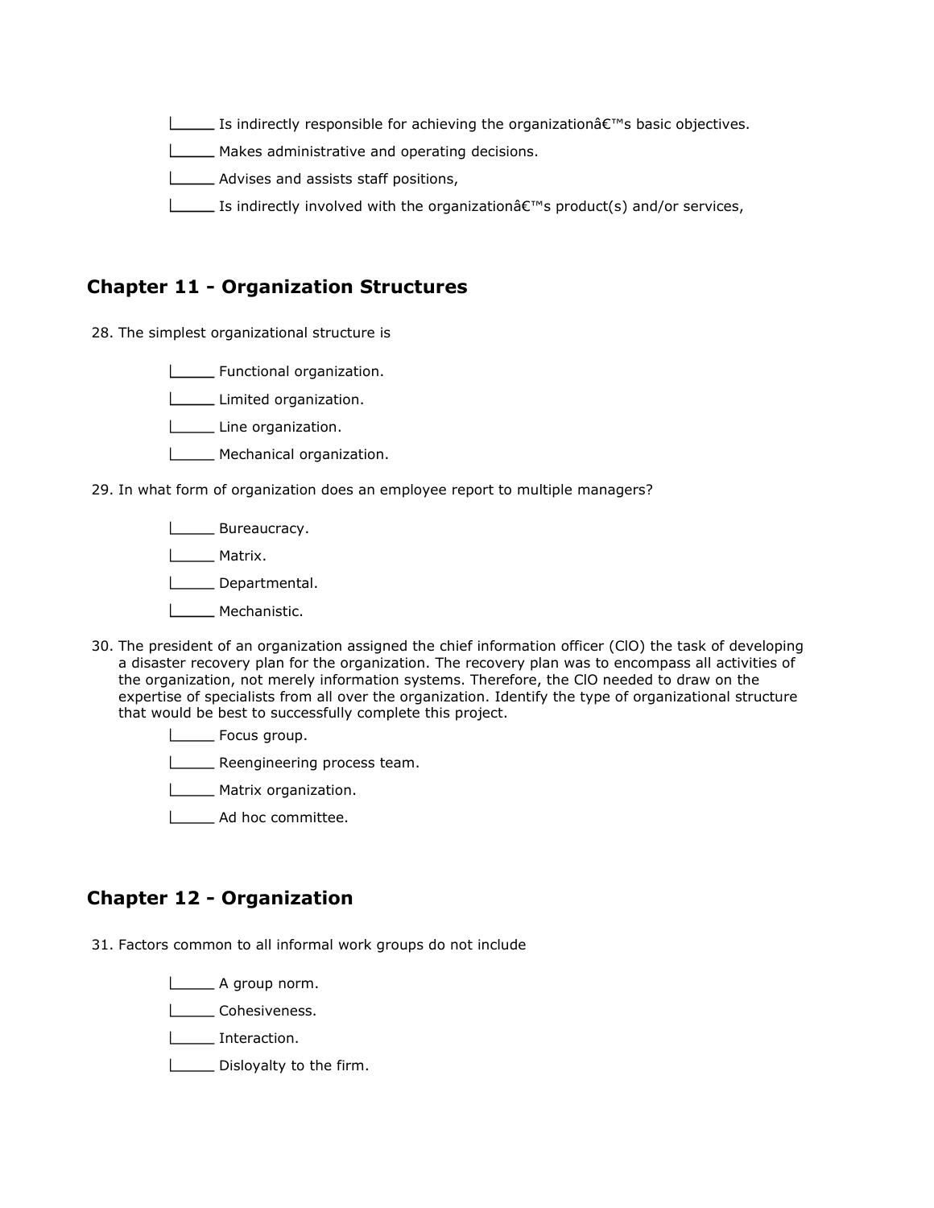- [ ] Is indirectly responsible for achieving the organizationâ€™s basic objectives.
- [ ] Makes administrative and operating decisions.
- [ ] Advises and assists staff positions,
- [ ] Is indirectly involved with the organizationâ€™s product(s) and/or services,

## Chapter 11 - Organization Structures

28. The simplest organizational structure is

- [ ] Functional organization.
- [ ] Limited organization.
- [ ] Line organization.
- [ ] Mechanical organization.

29. In what form of organization does an employee report to multiple managers?

- [ ] Bureaucracy.
- [ ] Matrix.
- [ ] Departmental.
- [ ] Mechanistic.

30. The president of an organization assigned the chief information officer (CIO) the task of developing a disaster recovery plan for the organization. The recovery plan was to encompass all activities of the organization, not merely information systems. Therefore, the CIO needed to draw on the expertise of specialists from all over the organization. Identify the type of organizational structure that would be best to successfully complete this project.

- [ ] Focus group.
- [ ] Reengineering process team.
- [ ] Matrix organization.
- [ ] Ad hoc committee.

## Chapter 12 - Organization

31. Factors common to all informal work groups do not include

- [ ] A group norm.
- [ ] Cohesiveness.
- [ ] Interaction.
- [ ] Disloyalty to the firm.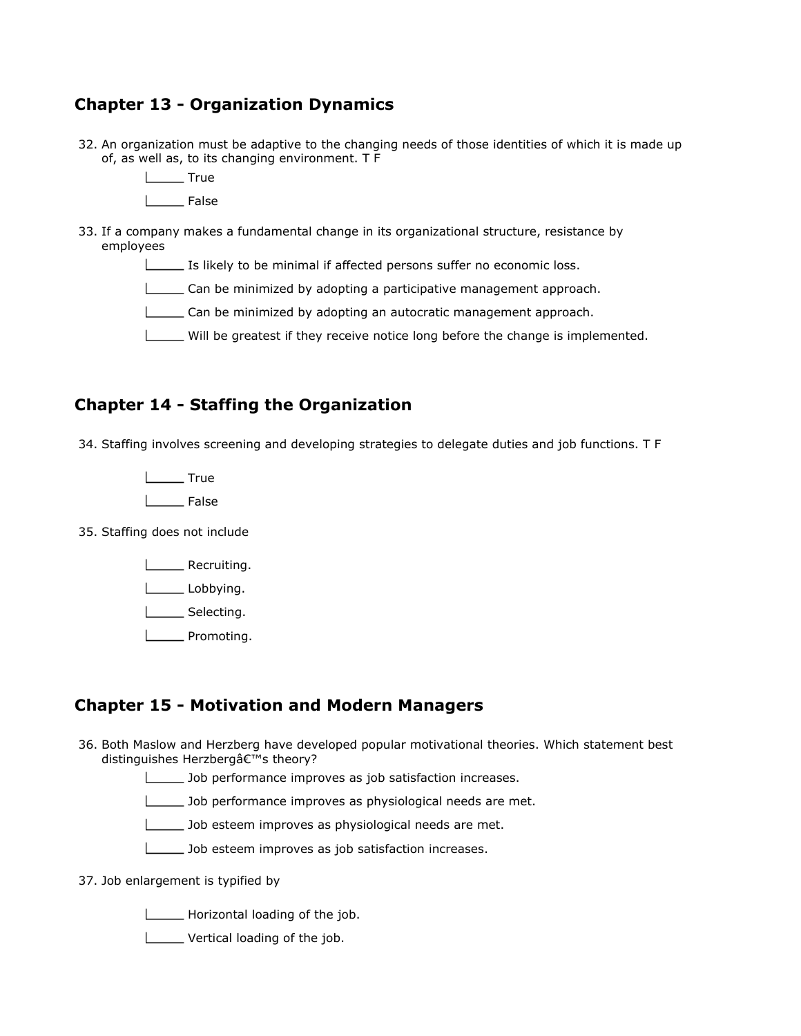## Chapter 13 - Organization Dynamics

32. An organization must be adaptive to the changing needs of those identities of which it is made up of, as well as, to its changing environment. T F

    - [ ] True
    - [ ] False

33. If a company makes a fundamental change in its organizational structure, resistance by employees

    - [ ] Is likely to be minimal if affected persons suffer no economic loss.
    - [ ] Can be minimized by adopting a participative management approach.
    - [ ] Can be minimized by adopting an autocratic management approach.
    - [ ] Will be greatest if they receive notice long before the change is implemented.

## Chapter 14 - Staffing the Organization

34. Staffing involves screening and developing strategies to delegate duties and job functions. T F

    - [ ] True
    - [ ] False

35. Staffing does not include

    - [ ] Recruiting.
    - [ ] Lobbying.
    - [ ] Selecting.
    - [ ] Promoting.

## Chapter 15 - Motivation and Modern Managers

36. Both Maslow and Herzberg have developed popular motivational theories. Which statement best distinguishes Herzbergâ€™s theory?

    - [ ] Job performance improves as job satisfaction increases.
    - [ ] Job performance improves as physiological needs are met.
    - [ ] Job esteem improves as physiological needs are met.
    - [ ] Job esteem improves as job satisfaction increases.

37. Job enlargement is typified by

    - [ ] Horizontal loading of the job.
    - [ ] Vertical loading of the job.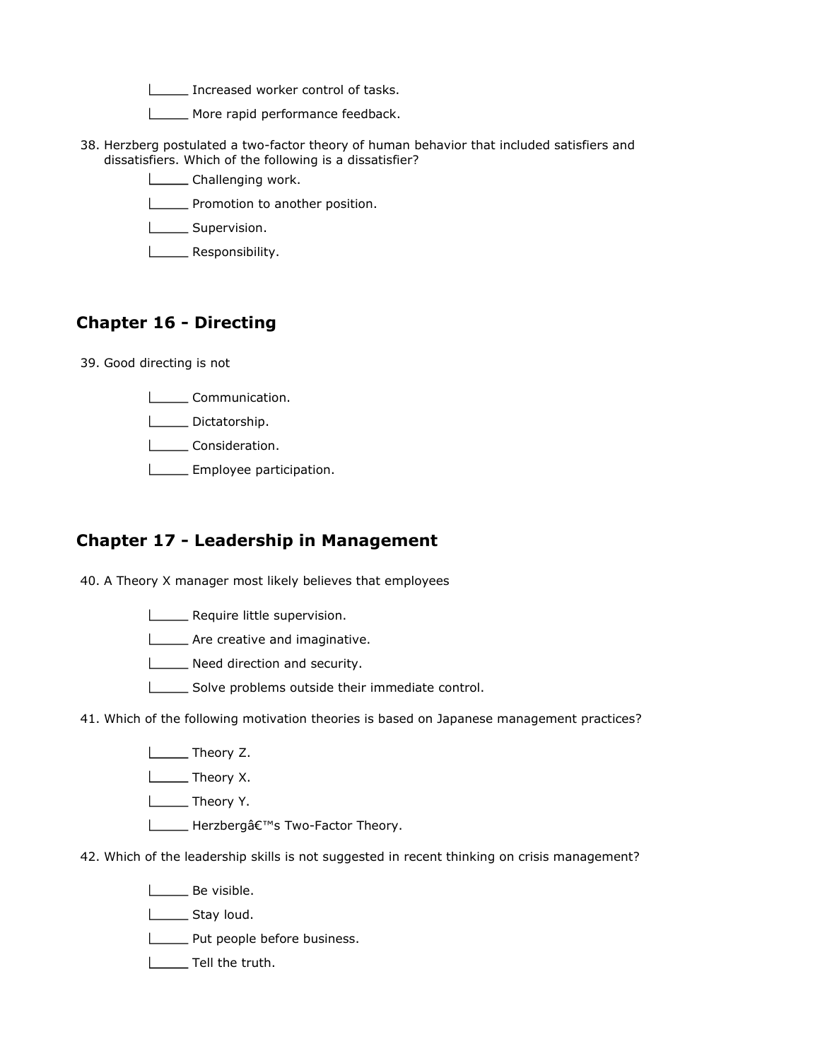|_____ Increased worker control of tasks.

|_____ More rapid performance feedback.

38. Herzberg postulated a two-factor theory of human behavior that included satisfiers and dissatisfiers. Which of the following is a dissatisfier?

|_____ Challenging work.

|_____ Promotion to another position.

|_____ Supervision.

|_____ Responsibility.

## Chapter 16 - Directing

39. Good directing is not

|_____ Communication.

|_____ Dictatorship.

|_____ Consideration.

|_____ Employee participation.

## Chapter 17 - Leadership in Management

40. A Theory X manager most likely believes that employees

|_____ Require little supervision.

|_____ Are creative and imaginative.

|_____ Need direction and security.

|_____ Solve problems outside their immediate control.

41. Which of the following motivation theories is based on Japanese management practices?

|_____ Theory Z.

|_____ Theory X.

|_____ Theory Y.

|_____ Herzbergâ€™s Two-Factor Theory.

42. Which of the leadership skills is not suggested in recent thinking on crisis management?

|_____ Be visible.

|_____ Stay loud.

|_____ Put people before business.

|_____ Tell the truth.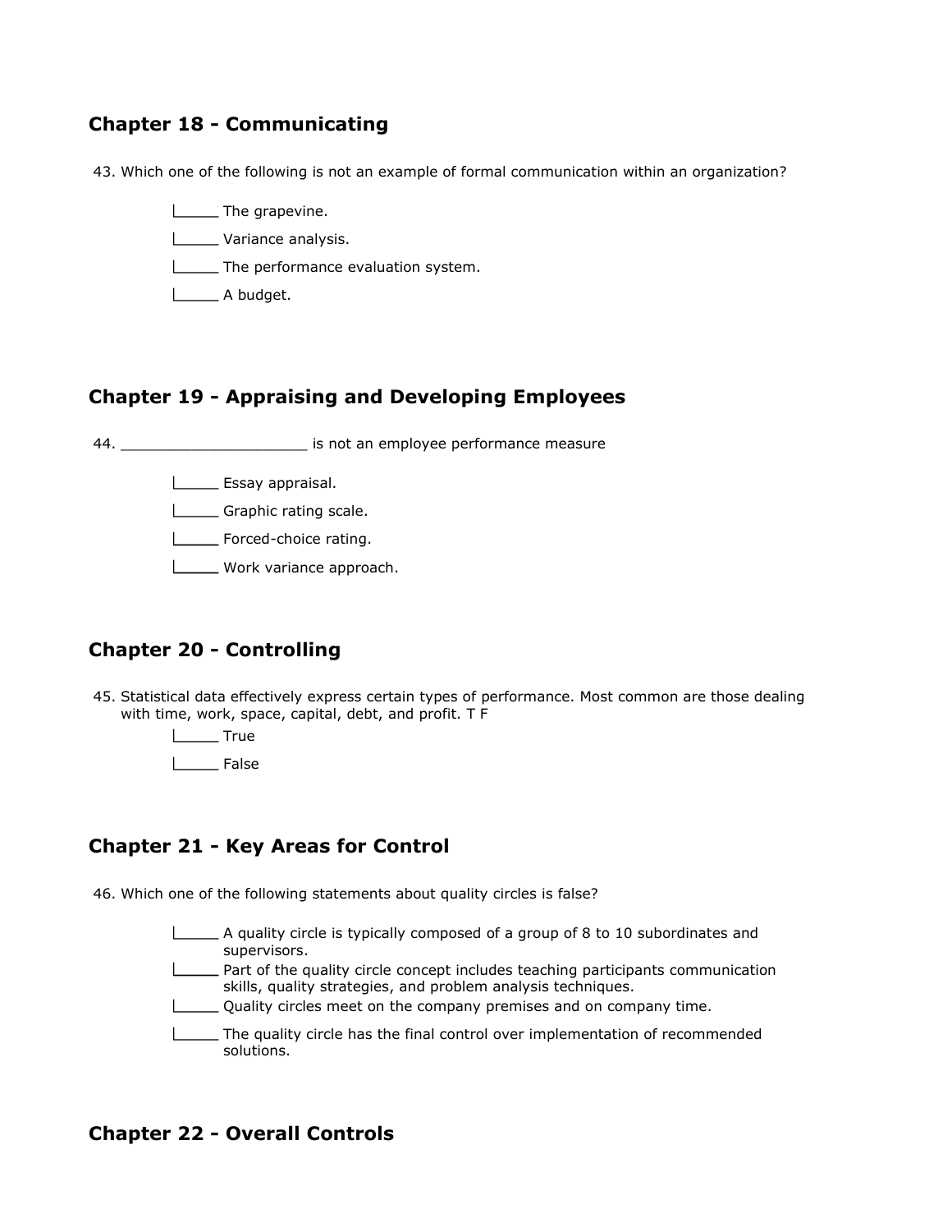## Chapter 18 - Communicating

43. Which one of the following is not an example of formal communication within an organization?

- ____ The grapevine.
- ____ Variance analysis.
- ____ The performance evaluation system.
- ____ A budget.

## Chapter 19 - Appraising and Developing Employees

44. ____________________ is not an employee performance measure

- ____ Essay appraisal.
- ____ Graphic rating scale.
- ____ Forced-choice rating.
- ____ Work variance approach.

## Chapter 20 - Controlling

45. Statistical data effectively express certain types of performance. Most common are those dealing with time, work, space, capital, debt, and profit. T F

- ____ True
- ____ False

## Chapter 21 - Key Areas for Control

46. Which one of the following statements about quality circles is false?

- ____ A quality circle is typically composed of a group of 8 to 10 subordinates and supervisors.
- ____ Part of the quality circle concept includes teaching participants communication skills, quality strategies, and problem analysis techniques.
- ____ Quality circles meet on the company premises and on company time.
- ____ The quality circle has the final control over implementation of recommended solutions.

## Chapter 22 - Overall Controls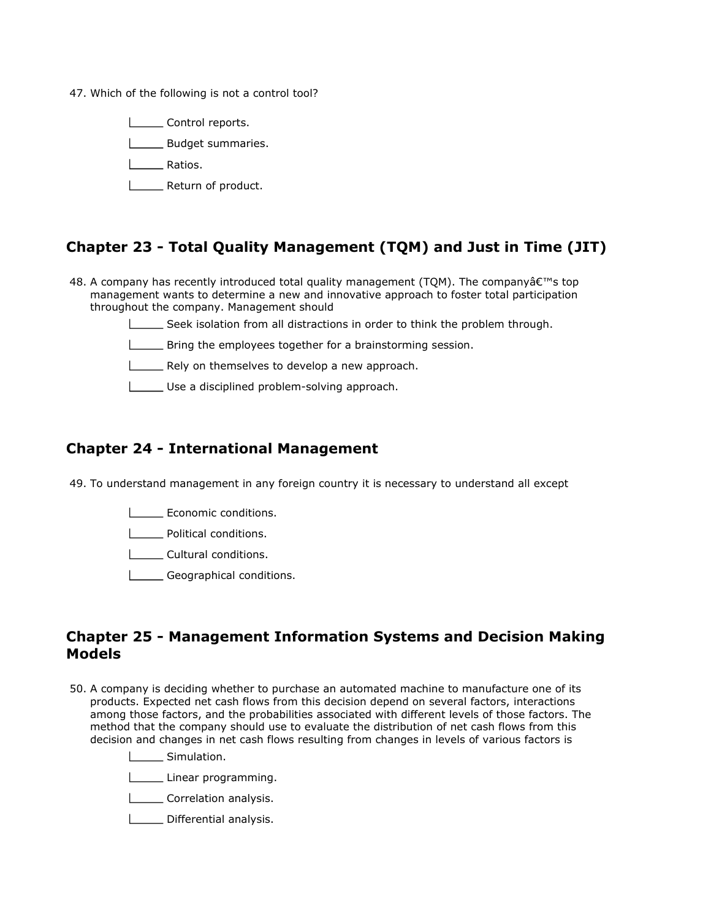47. Which of the following is not a control tool?

- Control reports.
- Budget summaries.
- Ratios.
- Return of product.

## Chapter 23 - Total Quality Management (TQM) and Just in Time (JIT)

48. A company has recently introduced total quality management (TQM). The companyâ€™s top management wants to determine a new and innovative approach to foster total participation throughout the company. Management should

- Seek isolation from all distractions in order to think the problem through.
- Bring the employees together for a brainstorming session.
- Rely on themselves to develop a new approach.
- Use a disciplined problem-solving approach.

## Chapter 24 - International Management

49. To understand management in any foreign country it is necessary to understand all except

- Economic conditions.
- Political conditions.
- Cultural conditions.
- Geographical conditions.

## Chapter 25 - Management Information Systems and Decision Making Models

50. A company is deciding whether to purchase an automated machine to manufacture one of its products. Expected net cash flows from this decision depend on several factors, interactions among those factors, and the probabilities associated with different levels of those factors. The method that the company should use to evaluate the distribution of net cash flows from this decision and changes in net cash flows resulting from changes in levels of various factors is

- Simulation.
- Linear programming.
- Correlation analysis.
- Differential analysis.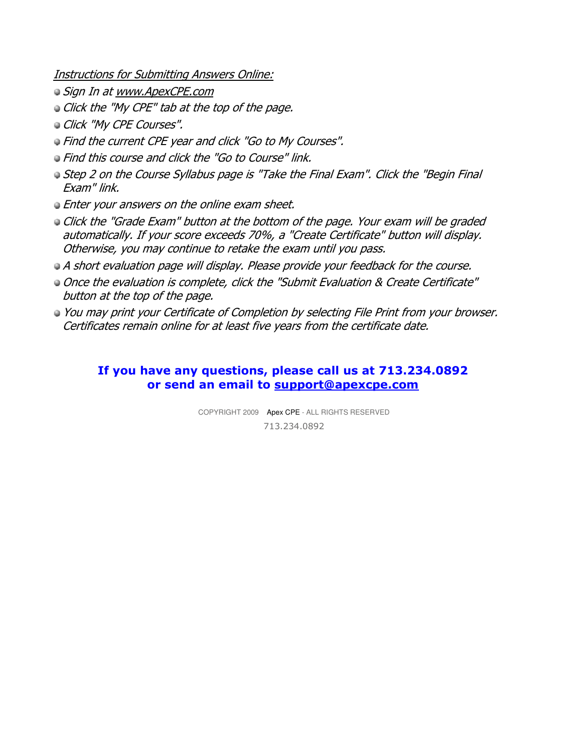*Instructions for Submitting Answers Online:*

- *Sign In at www.ApexCPE.com*
- *Click the "My CPE" tab at the top of the page.*
- *Click "My CPE Courses".*
- *Find the current CPE year and click "Go to My Courses".*
- *Find this course and click the "Go to Course" link.*
- *Step 2 on the Course Syllabus page is "Take the Final Exam". Click the "Begin Final Exam" link.*
- *Enter your answers on the online exam sheet.*
- *Click the "Grade Exam" button at the bottom of the page. Your exam will be graded automatically. If your score exceeds 70%, a "Create Certificate" button will display. Otherwise, you may continue to retake the exam until you pass.*
- *A short evaluation page will display. Please provide your feedback for the course.*
- *Once the evaluation is complete, click the "Submit Evaluation & Create Certificate" button at the top of the page.*
- *You may print your Certificate of Completion by selecting File Print from your browser. Certificates remain online for at least five years from the certificate date.*

**If you have any questions, please call us at 713.234.0892 or send an email to support@apexcpe.com**

COPYRIGHT 2009 Apex CPE - ALL RIGHTS RESERVED

713.234.0892